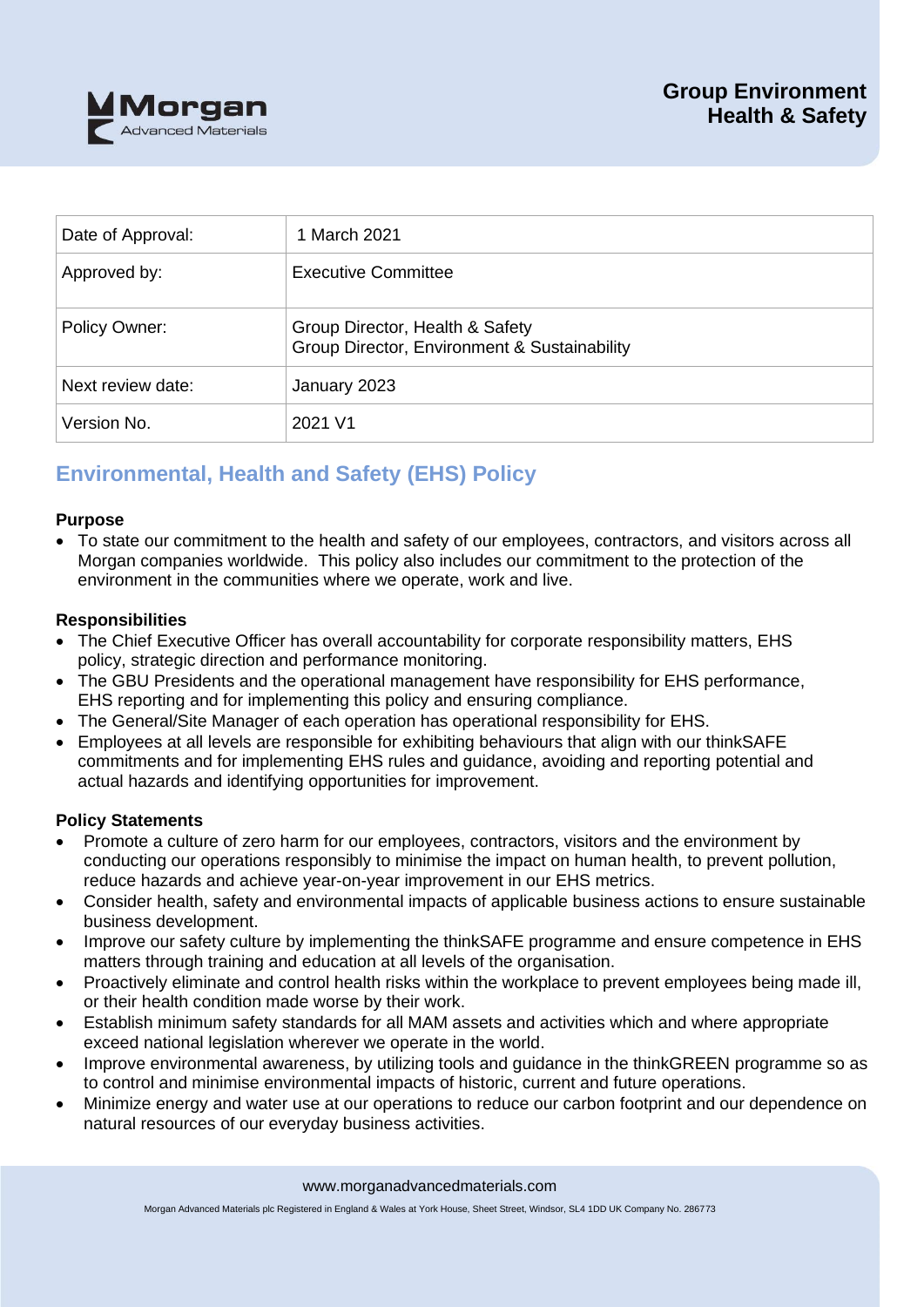Group Environment Health & Safety

| Date of Approval: | 1 March 2021 |
|---|---|
| Approved by: | Executive Committee |
| Policy Owner: | Group Director, Health & Safety<br>Group Director, Environment & Sustainability |
| Next review date: | January 2023 |
| Version No. | 2021 V1 |

## Environmental, Health and Safety (EHS) Policy

**Purpose**

- To state our commitment to the health and safety of our employees, contractors, and visitors across all Morgan companies worldwide. This policy also includes our commitment to the protection of the environment in the communities where we operate, work and live.

**Responsibilities**

- The Chief Executive Officer has overall accountability for corporate responsibility matters, EHS policy, strategic direction and performance monitoring.
- The GBU Presidents and the operational management have responsibility for EHS performance, EHS reporting and for implementing this policy and ensuring compliance.
- The General/Site Manager of each operation has operational responsibility for EHS.
- Employees at all levels are responsible for exhibiting behaviours that align with our thinkSAFE commitments and for implementing EHS rules and guidance, avoiding and reporting potential and actual hazards and identifying opportunities for improvement.

**Policy Statements**

- Promote a culture of zero harm for our employees, contractors, visitors and the environment by conducting our operations responsibly to minimise the impact on human health, to prevent pollution, reduce hazards and achieve year-on-year improvement in our EHS metrics.
- Consider health, safety and environmental impacts of applicable business actions to ensure sustainable business development.
- Improve our safety culture by implementing the thinkSAFE programme and ensure competence in EHS matters through training and education at all levels of the organisation.
- Proactively eliminate and control health risks within the workplace to prevent employees being made ill, or their health condition made worse by their work.
- Establish minimum safety standards for all MAM assets and activities which and where appropriate exceed national legislation wherever we operate in the world.
- Improve environmental awareness, by utilizing tools and guidance in the thinkGREEN programme so as to control and minimise environmental impacts of historic, current and future operations.
- Minimize energy and water use at our operations to reduce our carbon footprint and our dependence on natural resources of our everyday business activities.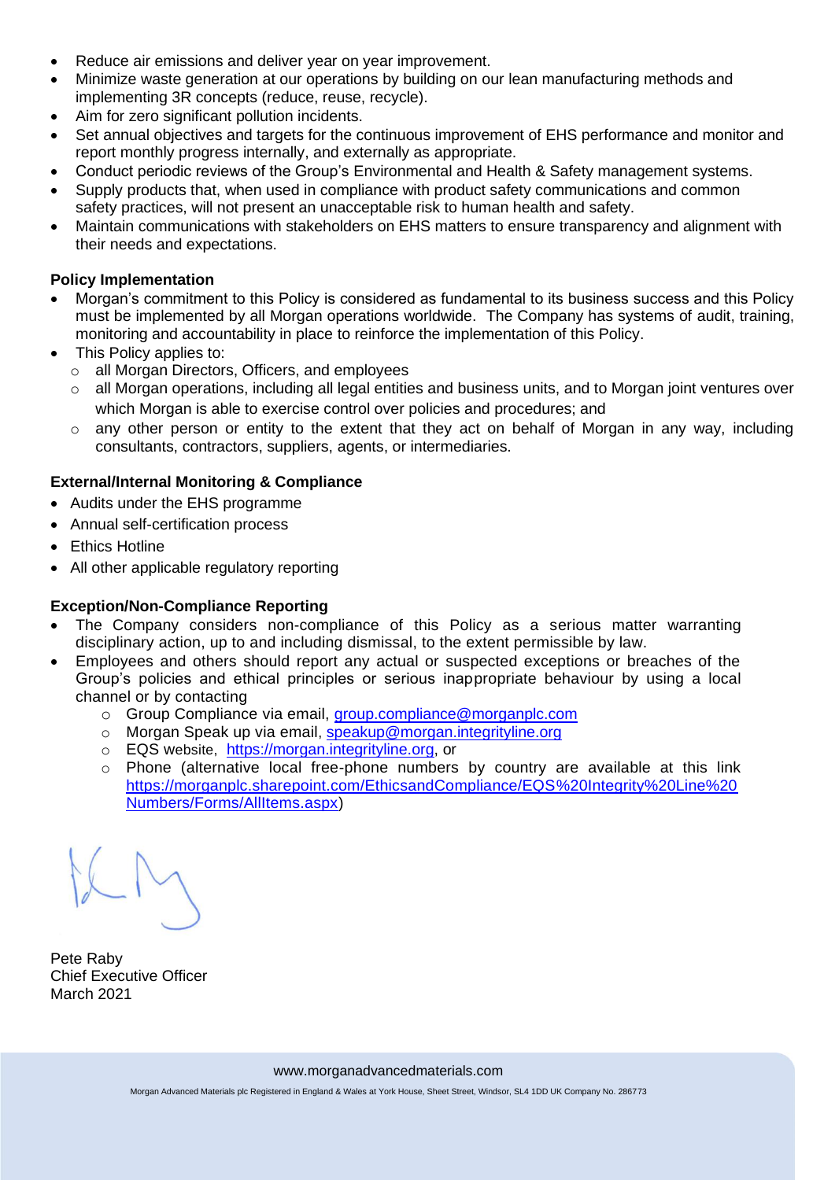- Reduce air emissions and deliver year on year improvement.
- Minimize waste generation at our operations by building on our lean manufacturing methods and implementing 3R concepts (reduce, reuse, recycle).
- Aim for zero significant pollution incidents.
- Set annual objectives and targets for the continuous improvement of EHS performance and monitor and report monthly progress internally, and externally as appropriate.
- Conduct periodic reviews of the Group's Environmental and Health & Safety management systems.
- Supply products that, when used in compliance with product safety communications and common safety practices, will not present an unacceptable risk to human health and safety.
- Maintain communications with stakeholders on EHS matters to ensure transparency and alignment with their needs and expectations.

**Policy Implementation**

- Morgan's commitment to this Policy is considered as fundamental to its business success and this Policy must be implemented by all Morgan operations worldwide. The Company has systems of audit, training, monitoring and accountability in place to reinforce the implementation of this Policy.
- This Policy applies to:
  - all Morgan Directors, Officers, and employees
  - all Morgan operations, including all legal entities and business units, and to Morgan joint ventures over which Morgan is able to exercise control over policies and procedures; and
  - any other person or entity to the extent that they act on behalf of Morgan in any way, including consultants, contractors, suppliers, agents, or intermediaries.

**External/Internal Monitoring & Compliance**

- Audits under the EHS programme
- Annual self-certification process
- Ethics Hotline
- All other applicable regulatory reporting

**Exception/Non-Compliance Reporting**

- The Company considers non-compliance of this Policy as a serious matter warranting disciplinary action, up to and including dismissal, to the extent permissible by law.
- Employees and others should report any actual or suspected exceptions or breaches of the Group's policies and ethical principles or serious inappropriate behaviour by using a local channel or by contacting
  - Group Compliance via email, group.compliance@morganplc.com
  - Morgan Speak up via email, speakup@morgan.integrityline.org
  - EQS website, https://morgan.integrityline.org, or
  - Phone (alternative local free-phone numbers by country are available at this link https://morganplc.sharepoint.com/EthicsandCompliance/EQS%20Integrity%20Line%20Numbers/Forms/AllItems.aspx)

Pete Raby
Chief Executive Officer
March 2021

www.morganadvancedmaterials.com

Morgan Advanced Materials plc Registered in England & Wales at York House, Sheet Street, Windsor, SL4 1DD UK Company No. 286773